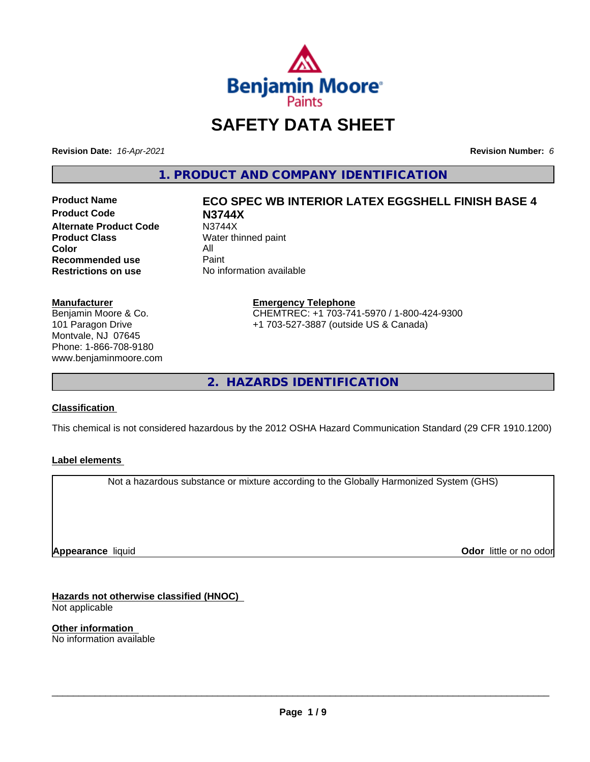# SAFETY DATA SHEET

**Revision Date:** *16-Apr-2021*

**Revision Number:** *6*

## 1. PRODUCT AND COMPANY IDENTIFICATION

| | |
|---|---|
| **Product Name** | **ECO SPEC WB INTERIOR LATEX EGGSHELL FINISH BASE 4** |
| **Product Code** | **N3744X** |
| **Alternate Product Code** | N3744X |
| **Product Class** | Water thinned paint |
| **Color** | All |
| **Recommended use** | Paint |
| **Restrictions on use** | No information available |

**Manufacturer**
Benjamin Moore & Co.
101 Paragon Drive
Montvale, NJ 07645
Phone: 1-866-708-9180
www.benjaminmoore.com

**Emergency Telephone**
CHEMTREC: +1 703-741-5970 / 1-800-424-9300
+1 703-527-3887 (outside US & Canada)

## 2. HAZARDS IDENTIFICATION

**Classification**

This chemical is not considered hazardous by the 2012 OSHA Hazard Communication Standard (29 CFR 1910.1200)

**Label elements**

Not a hazardous substance or mixture according to the Globally Harmonized System (GHS)

**Appearance** liquid

**Odor** little or no odor

**Hazards not otherwise classified (HNOC)**
Not applicable

**Other information**
No information available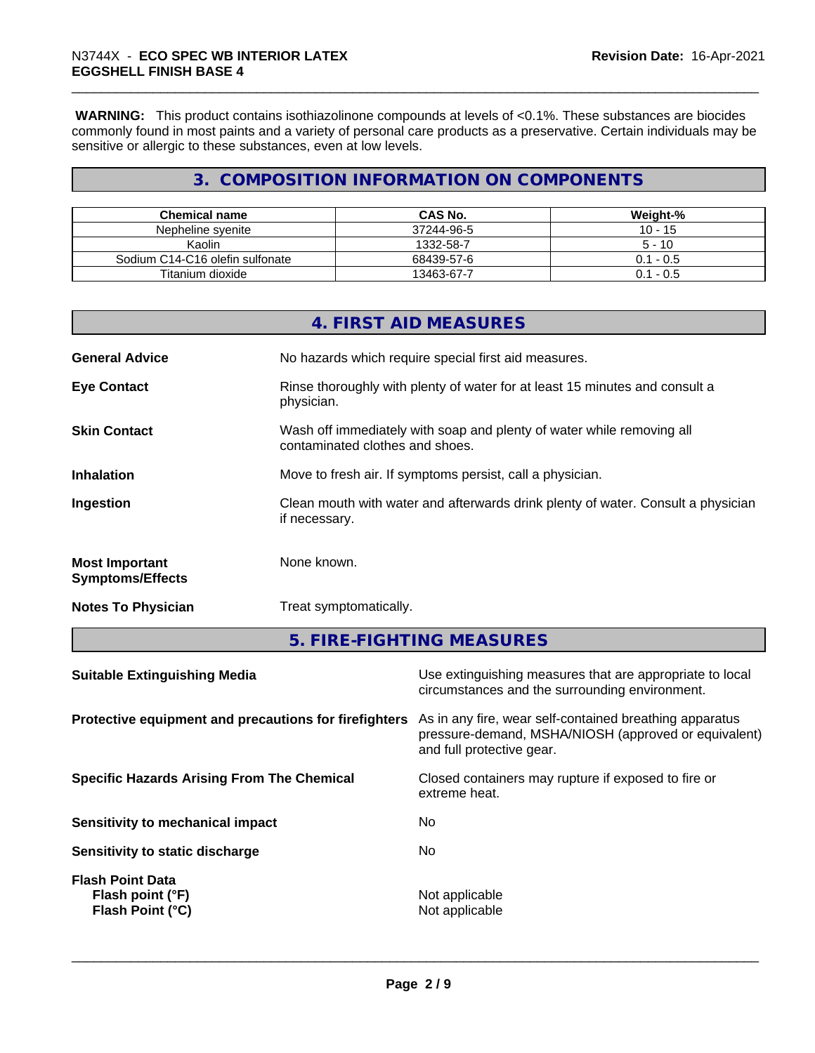**WARNING:** This product contains isothiazolinone compounds at levels of <0.1%. These substances are biocides commonly found in most paints and a variety of personal care products as a preservative. Certain individuals may be sensitive or allergic to these substances, even at low levels.

## 3. COMPOSITION INFORMATION ON COMPONENTS

| Chemical name | CAS No. | Weight-% |
|---|---|---|
| Nepheline syenite | 37244-96-5 | 10 - 15 |
| Kaolin | 1332-58-7 | 5 - 10 |
| Sodium C14-C16 olefin sulfonate | 68439-57-6 | 0.1 - 0.5 |
| Titanium dioxide | 13463-67-7 | 0.1 - 0.5 |

## 4. FIRST AID MEASURES

**General Advice**
No hazards which require special first aid measures.

**Eye Contact**
Rinse thoroughly with plenty of water for at least 15 minutes and consult a physician.

**Skin Contact**
Wash off immediately with soap and plenty of water while removing all contaminated clothes and shoes.

**Inhalation**
Move to fresh air. If symptoms persist, call a physician.

**Ingestion**
Clean mouth with water and afterwards drink plenty of water. Consult a physician if necessary.

**Most Important Symptoms/Effects**
None known.

**Notes To Physician**
Treat symptomatically.

## 5. FIRE-FIGHTING MEASURES

**Suitable Extinguishing Media**
Use extinguishing measures that are appropriate to local circumstances and the surrounding environment.

**Protective equipment and precautions for firefighters**
As in any fire, wear self-contained breathing apparatus pressure-demand, MSHA/NIOSH (approved or equivalent) and full protective gear.

**Specific Hazards Arising From The Chemical**
Closed containers may rupture if exposed to fire or extreme heat.

**Sensitivity to mechanical impact**
No

**Sensitivity to static discharge**
No

**Flash Point Data**
**Flash point (°F)** Not applicable
**Flash Point (°C)** Not applicable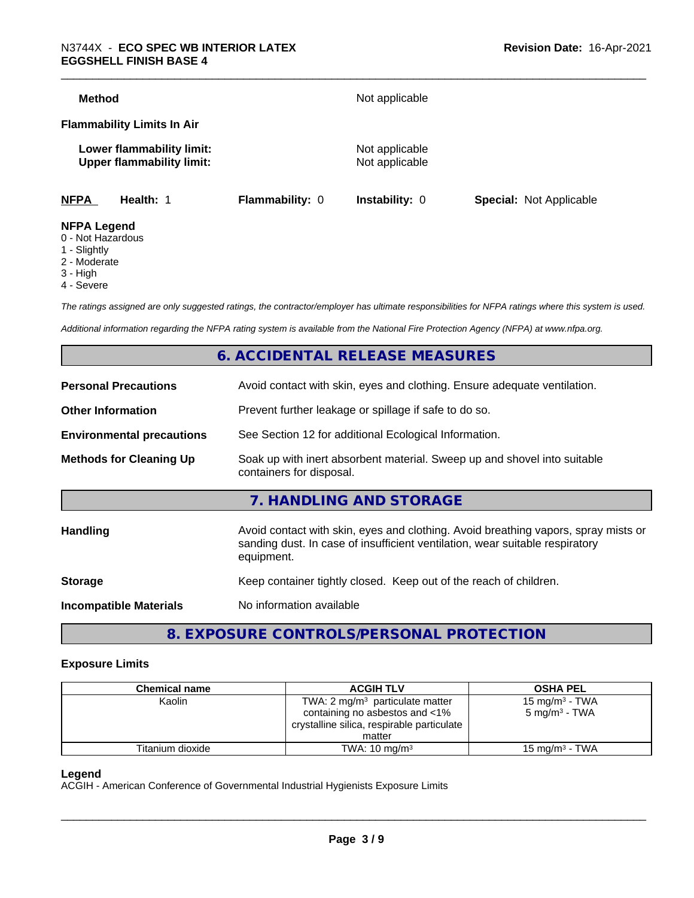**Method** Not applicable

**Flammability Limits In Air**

**Lower flammability limit:** Not applicable
**Upper flammability limit:** Not applicable

| **NFPA** | **Health:** 1 | **Flammability:** 0 | **Instability:** 0 | **Special:** Not Applicable |
|---|---|---|---|---|

**NFPA Legend**
0 - Not Hazardous
1 - Slightly
2 - Moderate
3 - High
4 - Severe

*The ratings assigned are only suggested ratings, the contractor/employer has ultimate responsibilities for NFPA ratings where this system is used.*

*Additional information regarding the NFPA rating system is available from the National Fire Protection Agency (NFPA) at www.nfpa.org.*

## 6. ACCIDENTAL RELEASE MEASURES

**Personal Precautions** Avoid contact with skin, eyes and clothing. Ensure adequate ventilation.

**Other Information** Prevent further leakage or spillage if safe to do so.

**Environmental precautions** See Section 12 for additional Ecological Information.

**Methods for Cleaning Up** Soak up with inert absorbent material. Sweep up and shovel into suitable containers for disposal.

## 7. HANDLING AND STORAGE

**Handling** Avoid contact with skin, eyes and clothing. Avoid breathing vapors, spray mists or sanding dust. In case of insufficient ventilation, wear suitable respiratory equipment.

**Storage** Keep container tightly closed. Keep out of the reach of children.

**Incompatible Materials** No information available

## 8. EXPOSURE CONTROLS/PERSONAL PROTECTION

### Exposure Limits

| Chemical name | ACGIH TLV | OSHA PEL |
|---|---|---|
| Kaolin | TWA: 2 mg/m³ particulate matter containing no asbestos and <1% crystalline silica, respirable particulate matter | 15 mg/m³ - TWA<br>5 mg/m³ - TWA |
| Titanium dioxide | TWA: 10 mg/m³ | 15 mg/m³ - TWA |

**Legend**
ACGIH - American Conference of Governmental Industrial Hygienists Exposure Limits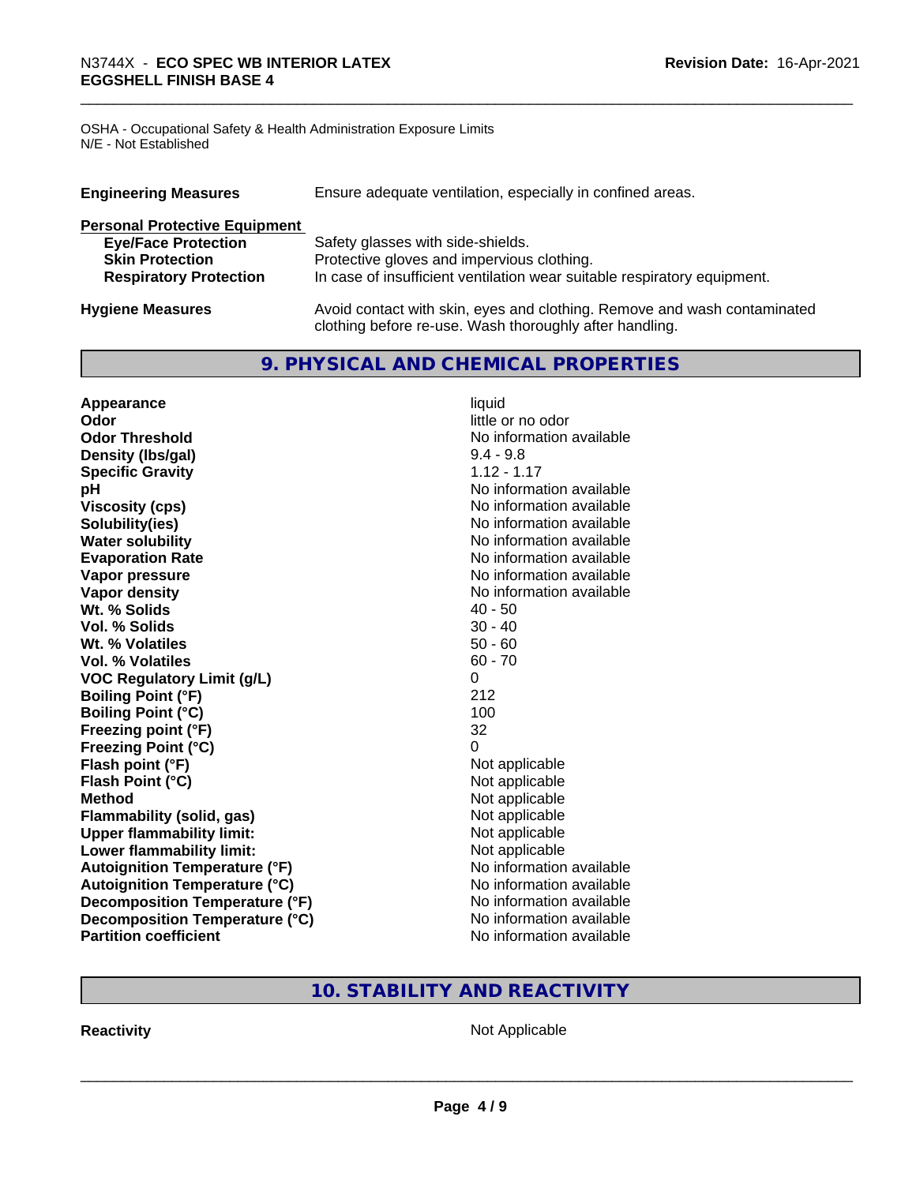OSHA - Occupational Safety & Health Administration Exposure Limits
N/E - Not Established

| | |
|---|---|
| **Engineering Measures** | Ensure adequate ventilation, especially in confined areas. |

**Personal Protective Equipment**

| | |
|---|---|
| **Eye/Face Protection** | Safety glasses with side-shields. |
| **Skin Protection** | Protective gloves and impervious clothing. |
| **Respiratory Protection** | In case of insufficient ventilation wear suitable respiratory equipment. |
| **Hygiene Measures** | Avoid contact with skin, eyes and clothing. Remove and wash contaminated clothing before re-use. Wash thoroughly after handling. |

## 9. PHYSICAL AND CHEMICAL PROPERTIES

| | |
|---|---|
| **Appearance** | liquid |
| **Odor** | little or no odor |
| **Odor Threshold** | No information available |
| **Density (lbs/gal)** | 9.4 - 9.8 |
| **Specific Gravity** | 1.12 - 1.17 |
| **pH** | No information available |
| **Viscosity (cps)** | No information available |
| **Solubility(ies)** | No information available |
| **Water solubility** | No information available |
| **Evaporation Rate** | No information available |
| **Vapor pressure** | No information available |
| **Vapor density** | No information available |
| **Wt. % Solids** | 40 - 50 |
| **Vol. % Solids** | 30 - 40 |
| **Wt. % Volatiles** | 50 - 60 |
| **Vol. % Volatiles** | 60 - 70 |
| **VOC Regulatory Limit (g/L)** | 0 |
| **Boiling Point (°F)** | 212 |
| **Boiling Point (°C)** | 100 |
| **Freezing point (°F)** | 32 |
| **Freezing Point (°C)** | 0 |
| **Flash point (°F)** | Not applicable |
| **Flash Point (°C)** | Not applicable |
| **Method** | Not applicable |
| **Flammability (solid, gas)** | Not applicable |
| **Upper flammability limit:** | Not applicable |
| **Lower flammability limit:** | Not applicable |
| **Autoignition Temperature (°F)** | No information available |
| **Autoignition Temperature (°C)** | No information available |
| **Decomposition Temperature (°F)** | No information available |
| **Decomposition Temperature (°C)** | No information available |
| **Partition coefficient** | No information available |

## 10. STABILITY AND REACTIVITY

| | |
|---|---|
| **Reactivity** | Not Applicable |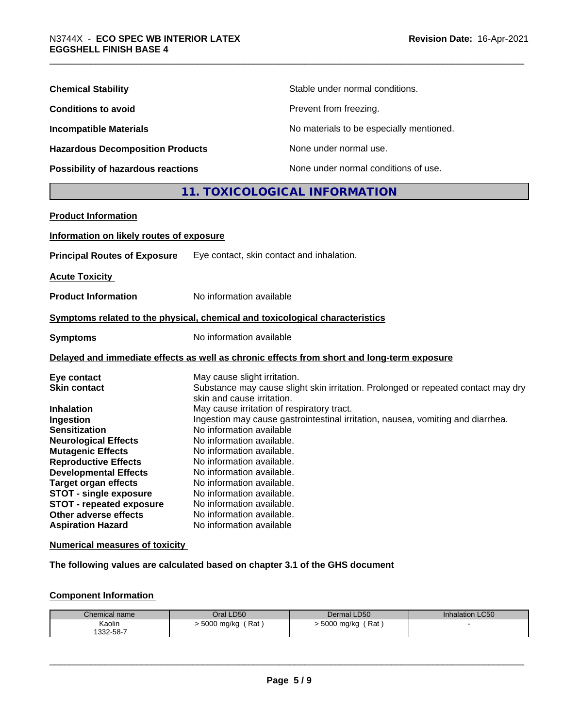| | |
|---|---|
| **Chemical Stability** | Stable under normal conditions. |
| **Conditions to avoid** | Prevent from freezing. |
| **Incompatible Materials** | No materials to be especially mentioned. |
| **Hazardous Decomposition Products** | None under normal use. |
| **Possibility of hazardous reactions** | None under normal conditions of use. |

## 11. TOXICOLOGICAL INFORMATION

**Product Information**

**Information on likely routes of exposure**

**Principal Routes of Exposure** Eye contact, skin contact and inhalation.

**Acute Toxicity**

**Product Information** No information available

**Symptoms related to the physical, chemical and toxicological characteristics**

**Symptoms** No information available

**Delayed and immediate effects as well as chronic effects from short and long-term exposure**

| | |
|---|---|
| **Eye contact** | May cause slight irritation. |
| **Skin contact** | Substance may cause slight skin irritation. Prolonged or repeated contact may dry skin and cause irritation. |
| **Inhalation** | May cause irritation of respiratory tract. |
| **Ingestion** | Ingestion may cause gastrointestinal irritation, nausea, vomiting and diarrhea. |
| **Sensitization** | No information available |
| **Neurological Effects** | No information available. |
| **Mutagenic Effects** | No information available. |
| **Reproductive Effects** | No information available. |
| **Developmental Effects** | No information available. |
| **Target organ effects** | No information available. |
| **STOT - single exposure** | No information available. |
| **STOT - repeated exposure** | No information available. |
| **Other adverse effects** | No information available. |
| **Aspiration Hazard** | No information available |

**Numerical measures of toxicity**

**The following values are calculated based on chapter 3.1 of the GHS document**

**Component Information**

| Chemical name | Oral LD50 | Dermal LD50 | Inhalation LC50 |
|---|---|---|---|
| Kaolin<br>1332-58-7 | > 5000 mg/kg ( Rat ) | > 5000 mg/kg ( Rat ) | - |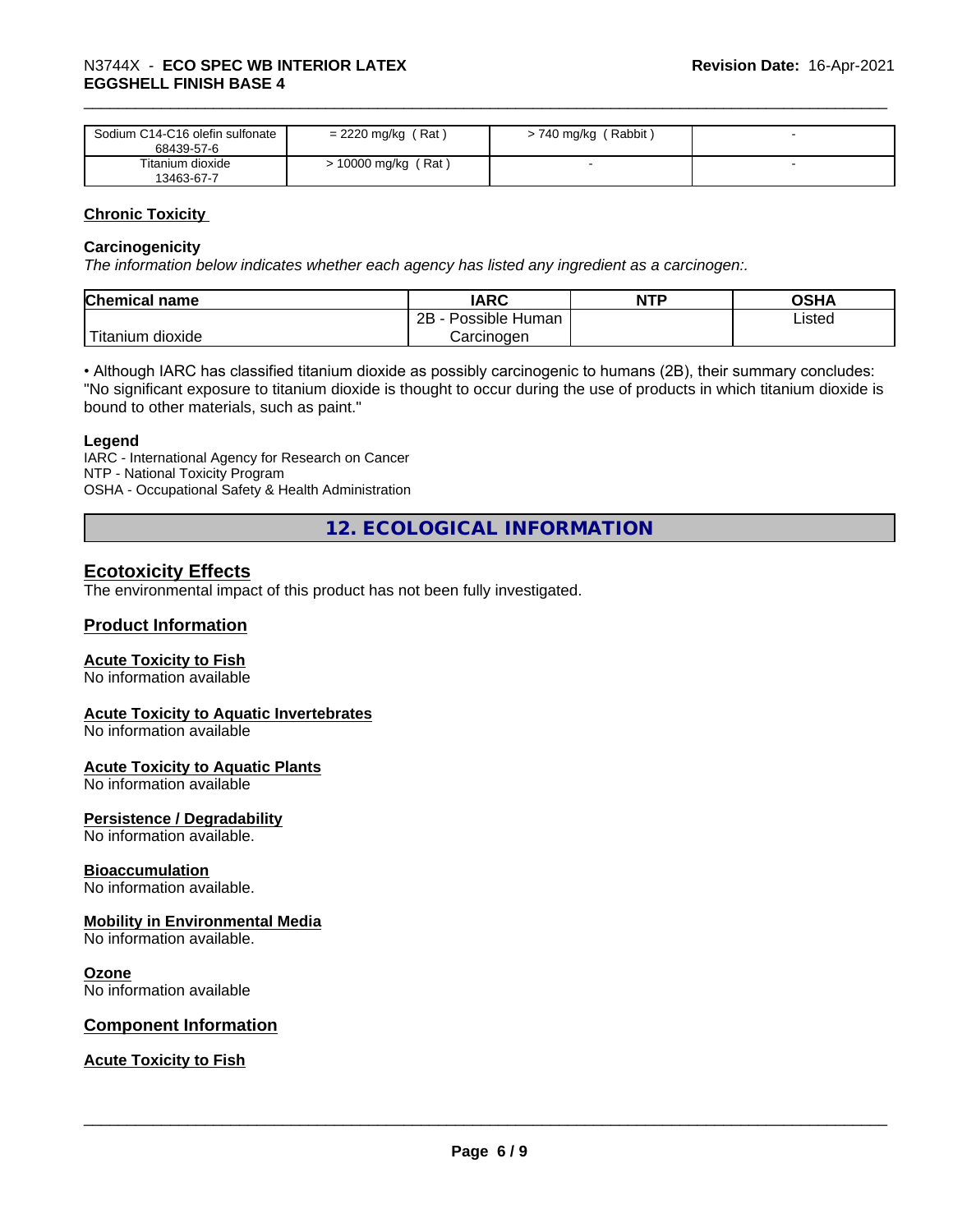| | | | |
|---|---|---|---|
| Sodium C14-C16 olefin sulfonate<br>68439-57-6 | = 2220 mg/kg ( Rat ) | > 740 mg/kg ( Rabbit ) | - |
| Titanium dioxide<br>13463-67-7 | > 10000 mg/kg ( Rat ) | - | - |

### Chronic Toxicity

#### Carcinogenicity

*The information below indicates whether each agency has listed any ingredient as a carcinogen:.*

| Chemical name | IARC | NTP | OSHA |
|---|---|---|---|
| Titanium dioxide | 2B - Possible Human Carcinogen | | Listed |

• Although IARC has classified titanium dioxide as possibly carcinogenic to humans (2B), their summary concludes: "No significant exposure to titanium dioxide is thought to occur during the use of products in which titanium dioxide is bound to other materials, such as paint."

#### Legend

IARC - International Agency for Research on Cancer
NTP - National Toxicity Program
OSHA - Occupational Safety & Health Administration

## 12. ECOLOGICAL INFORMATION

### Ecotoxicity Effects

The environmental impact of this product has not been fully investigated.

### Product Information

#### Acute Toxicity to Fish

No information available

#### Acute Toxicity to Aquatic Invertebrates

No information available

#### Acute Toxicity to Aquatic Plants

No information available

#### Persistence / Degradability

No information available.

#### Bioaccumulation

No information available.

#### Mobility in Environmental Media

No information available.

#### Ozone

No information available

### Component Information

#### Acute Toxicity to Fish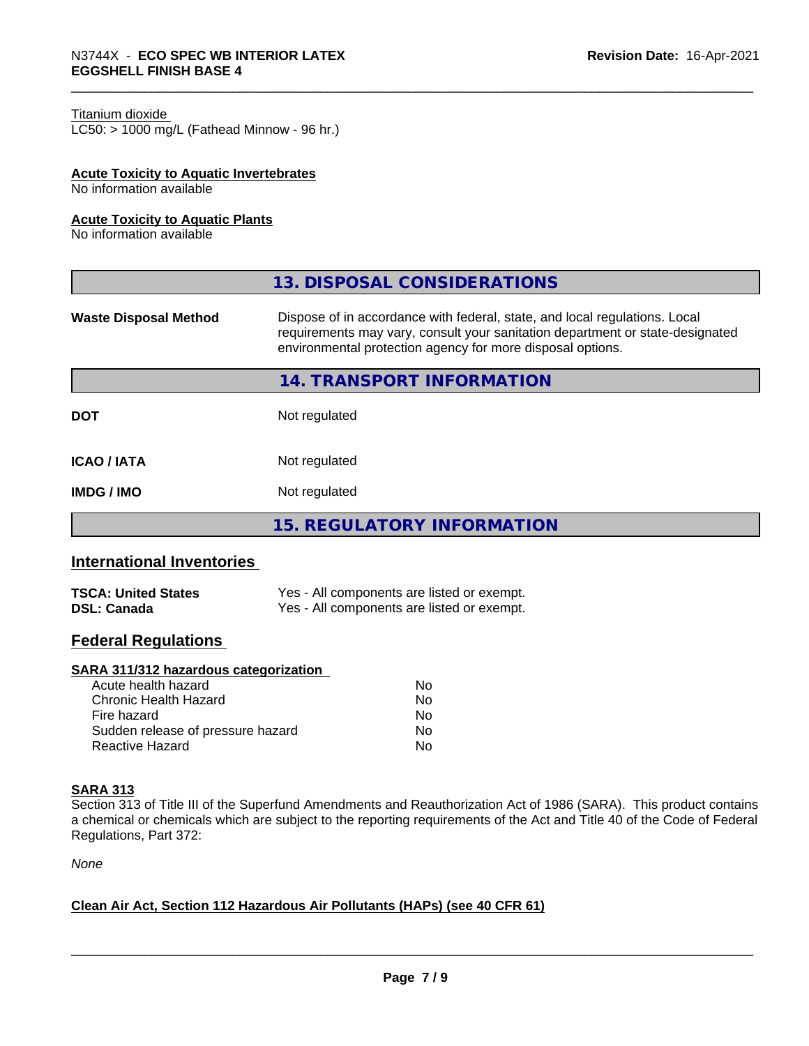Titanium dioxide
LC50: > 1000 mg/L (Fathead Minnow - 96 hr.)

**Acute Toxicity to Aquatic Invertebrates**
No information available

**Acute Toxicity to Aquatic Plants**
No information available

## 13. DISPOSAL CONSIDERATIONS

| | |
|---|---|
| **Waste Disposal Method** | Dispose of in accordance with federal, state, and local regulations. Local requirements may vary, consult your sanitation department or state-designated environmental protection agency for more disposal options. |

## 14. TRANSPORT INFORMATION

| | |
|---|---|
| **DOT** | Not regulated |
| **ICAO / IATA** | Not regulated |
| **IMDG / IMO** | Not regulated |

## 15. REGULATORY INFORMATION

### International Inventories

| | |
|---|---|
| **TSCA: United States** | Yes - All components are listed or exempt. |
| **DSL: Canada** | Yes - All components are listed or exempt. |

### Federal Regulations

**SARA 311/312 hazardous categorization**

| | |
|---|---|
| Acute health hazard | No |
| Chronic Health Hazard | No |
| Fire hazard | No |
| Sudden release of pressure hazard | No |
| Reactive Hazard | No |

**SARA 313**
Section 313 of Title III of the Superfund Amendments and Reauthorization Act of 1986 (SARA). This product contains a chemical or chemicals which are subject to the reporting requirements of the Act and Title 40 of the Code of Federal Regulations, Part 372:

*None*

**Clean Air Act, Section 112 Hazardous Air Pollutants (HAPs) (see 40 CFR 61)**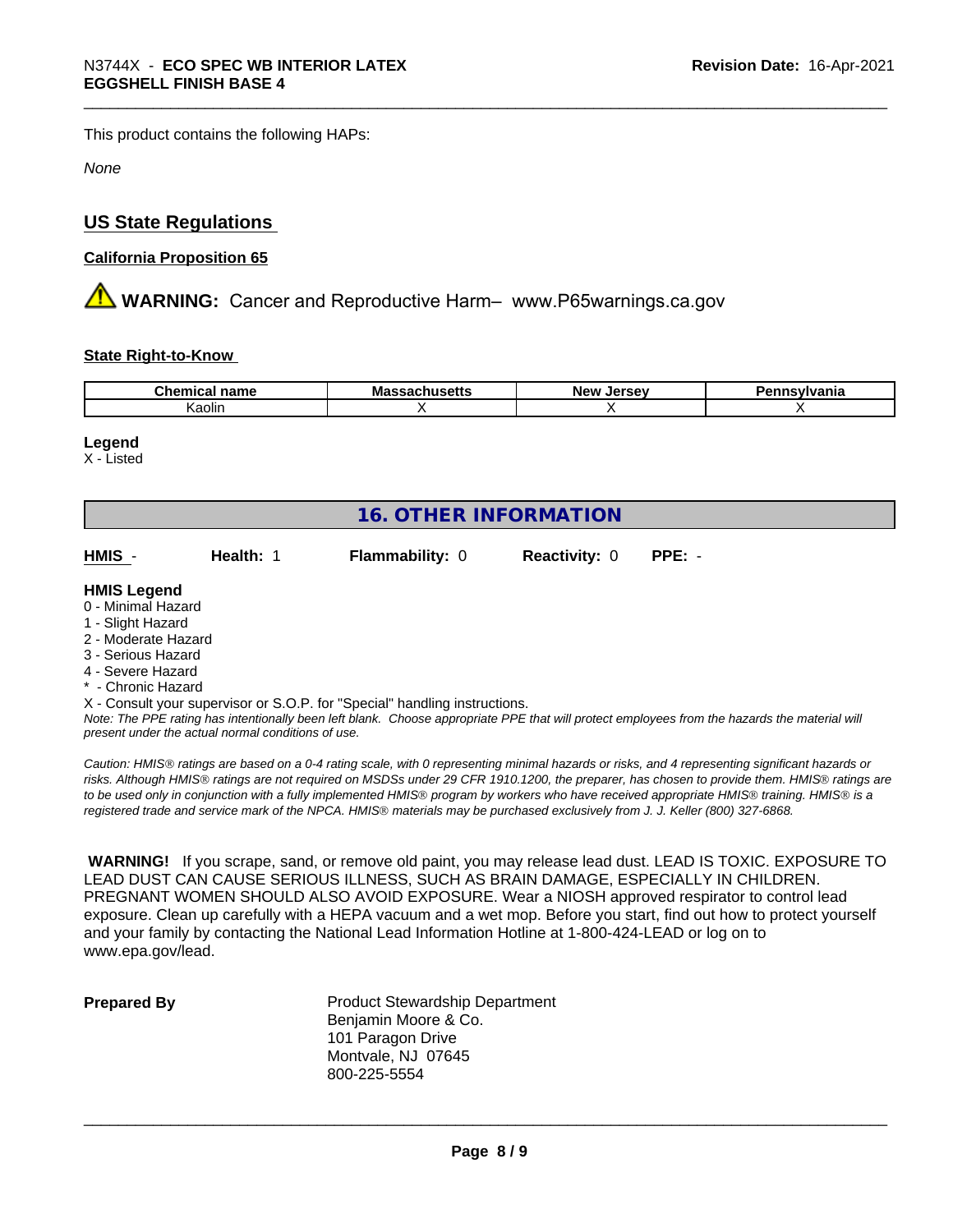This product contains the following HAPs:

*None*

## US State Regulations

### California Proposition 65

⚠ **WARNING:** Cancer and Reproductive Harm– www.P65warnings.ca.gov

### State Right-to-Know

| Chemical name | Massachusetts | New Jersey | Pennsylvania |
|---|---|---|---|
| Kaolin | X | X | X |

**Legend**
X - Listed

## 16. OTHER INFORMATION

| HMIS - | Health: 1 | Flammability: 0 | Reactivity: 0 | PPE: - |
|---|---|---|---|---|

**HMIS Legend**
0 - Minimal Hazard
1 - Slight Hazard
2 - Moderate Hazard
3 - Serious Hazard
4 - Severe Hazard
* - Chronic Hazard
X - Consult your supervisor or S.O.P. for "Special" handling instructions.

*Note: The PPE rating has intentionally been left blank. Choose appropriate PPE that will protect employees from the hazards the material will present under the actual normal conditions of use.*

*Caution: HMIS® ratings are based on a 0-4 rating scale, with 0 representing minimal hazards or risks, and 4 representing significant hazards or risks. Although HMIS® ratings are not required on MSDSs under 29 CFR 1910.1200, the preparer, has chosen to provide them. HMIS® ratings are to be used only in conjunction with a fully implemented HMIS® program by workers who have received appropriate HMIS® training. HMIS® is a registered trade and service mark of the NPCA. HMIS® materials may be purchased exclusively from J. J. Keller (800) 327-6868.*

**WARNING!** If you scrape, sand, or remove old paint, you may release lead dust. LEAD IS TOXIC. EXPOSURE TO LEAD DUST CAN CAUSE SERIOUS ILLNESS, SUCH AS BRAIN DAMAGE, ESPECIALLY IN CHILDREN. PREGNANT WOMEN SHOULD ALSO AVOID EXPOSURE. Wear a NIOSH approved respirator to control lead exposure. Clean up carefully with a HEPA vacuum and a wet mop. Before you start, find out how to protect yourself and your family by contacting the National Lead Information Hotline at 1-800-424-LEAD or log on to www.epa.gov/lead.

**Prepared By**

Product Stewardship Department
Benjamin Moore & Co.
101 Paragon Drive
Montvale, NJ 07645
800-225-5554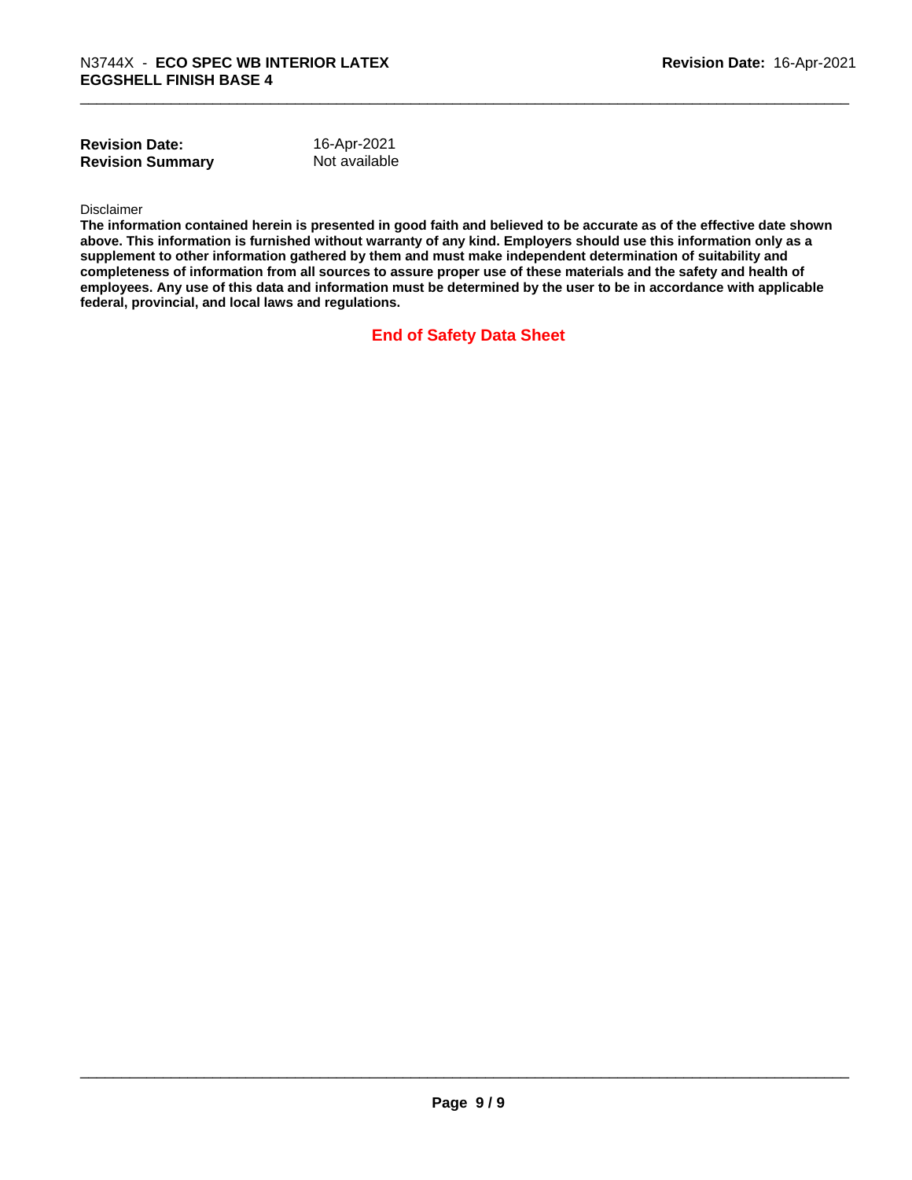| | |
|---|---|
| **Revision Date:** | 16-Apr-2021 |
| **Revision Summary** | Not available |

Disclaimer

**The information contained herein is presented in good faith and believed to be accurate as of the effective date shown above. This information is furnished without warranty of any kind. Employers should use this information only as a supplement to other information gathered by them and must make independent determination of suitability and completeness of information from all sources to assure proper use of these materials and the safety and health of employees. Any use of this data and information must be determined by the user to be in accordance with applicable federal, provincial, and local laws and regulations.**

**End of Safety Data Sheet**